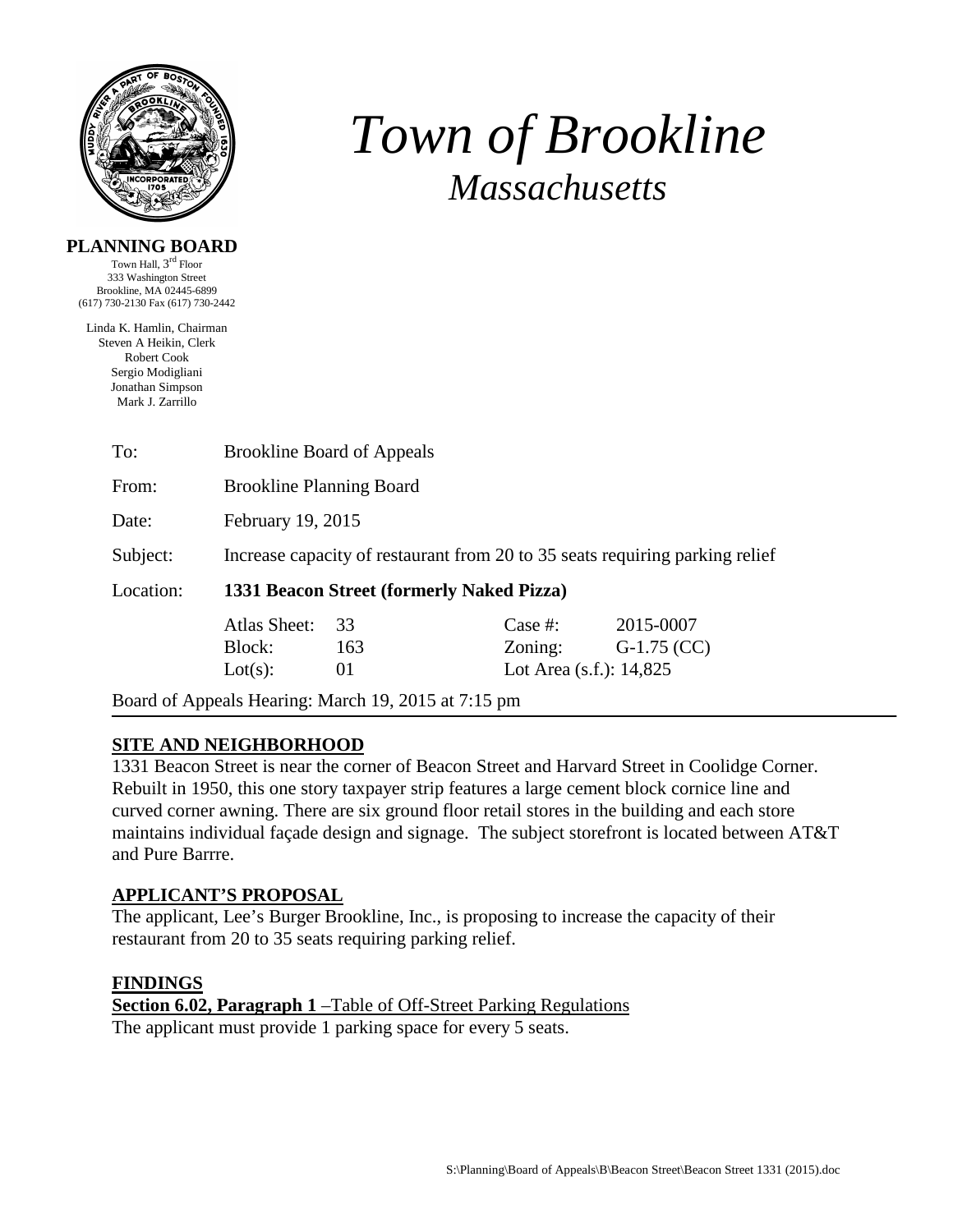# *Town of Brookline*
## *Massachusetts*

**PLANNING BOARD**

Town Hall, 3rd Floor
333 Washington Street
Brookline, MA 02445-6899
(617) 730-2130 Fax (617) 730-2442

Linda K. Hamlin, Chairman
Steven A Heikin, Clerk
Robert Cook
Sergio Modigliani
Jonathan Simpson
Mark J. Zarrillo

| | | | | |
|---|---|---|---|---|
| To: | Brookline Board of Appeals | | | |
| From: | Brookline Planning Board | | | |
| Date: | February 19, 2015 | | | |
| Subject: | Increase capacity of restaurant from 20 to 35 seats requiring parking relief | | | |
| Location: | **1331 Beacon Street (formerly Naked Pizza)** | | | |
| | Atlas Sheet: | 33 | Case #: | 2015-0007 |
| | Block: | 163 | Zoning: | G-1.75 (CC) |
| | Lot(s): | 01 | Lot Area (s.f.): 14,825 | |

Board of Appeals Hearing: March 19, 2015 at 7:15 pm

---

## SITE AND NEIGHBORHOOD

1331 Beacon Street is near the corner of Beacon Street and Harvard Street in Coolidge Corner. Rebuilt in 1950, this one story taxpayer strip features a large cement block cornice line and curved corner awning. There are six ground floor retail stores in the building and each store maintains individual façade design and signage. The subject storefront is located between AT&T and Pure Barrre.

## APPLICANT'S PROPOSAL

The applicant, Lee's Burger Brookline, Inc., is proposing to increase the capacity of their restaurant from 20 to 35 seats requiring parking relief.

## FINDINGS

**Section 6.02, Paragraph 1** –Table of Off-Street Parking Regulations

The applicant must provide 1 parking space for every 5 seats.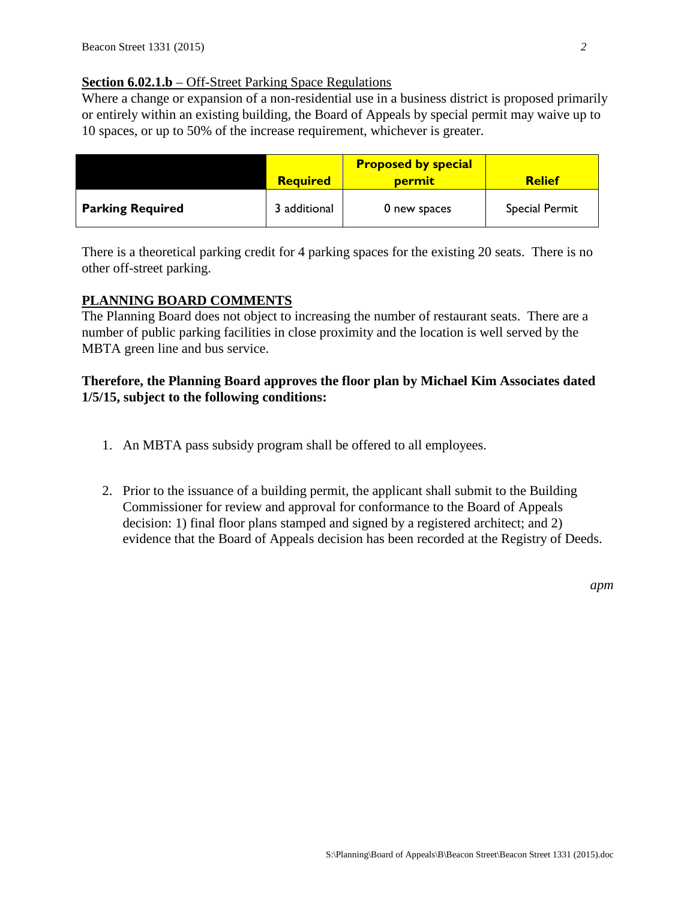**Section 6.02.1.b** – Off-Street Parking Space Regulations

Where a change or expansion of a non-residential use in a business district is proposed primarily or entirely within an existing building, the Board of Appeals by special permit may waive up to 10 spaces, or up to 50% of the increase requirement, whichever is greater.

| | Required | Proposed by special permit | Relief |
|---|---|---|---|
| **Parking Required** | 3 additional | 0 new spaces | Special Permit |

There is a theoretical parking credit for 4 parking spaces for the existing 20 seats. There is no other off-street parking.

## PLANNING BOARD COMMENTS

The Planning Board does not object to increasing the number of restaurant seats. There are a number of public parking facilities in close proximity and the location is well served by the MBTA green line and bus service.

**Therefore, the Planning Board approves the floor plan by Michael Kim Associates dated 1/5/15, subject to the following conditions:**

1. An MBTA pass subsidy program shall be offered to all employees.

2. Prior to the issuance of a building permit, the applicant shall submit to the Building Commissioner for review and approval for conformance to the Board of Appeals decision: 1) final floor plans stamped and signed by a registered architect; and 2) evidence that the Board of Appeals decision has been recorded at the Registry of Deeds.

*apm*

S:\Planning\Board of Appeals\B\Beacon Street\Beacon Street 1331 (2015).doc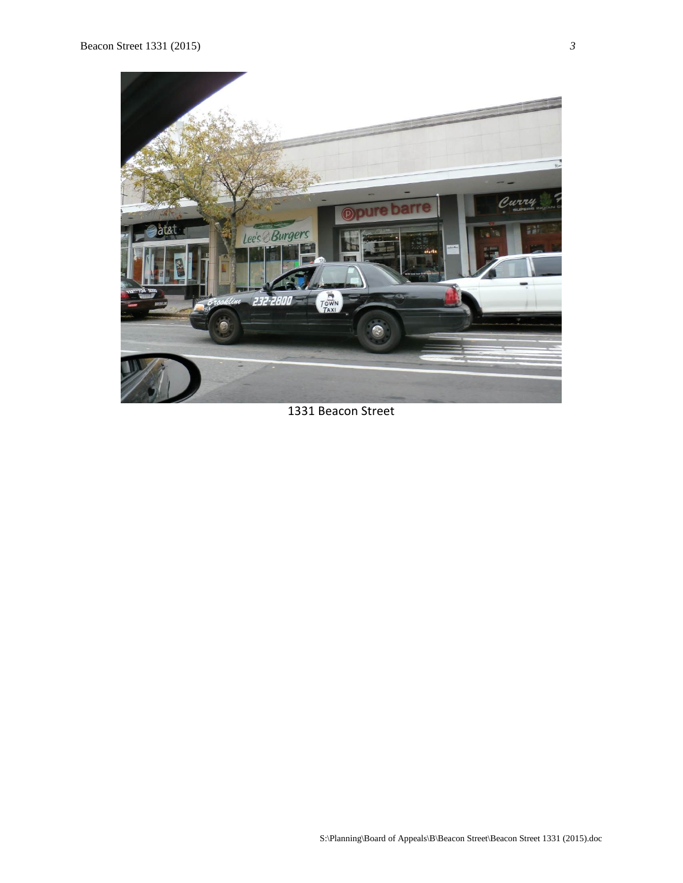1331 Beacon Street